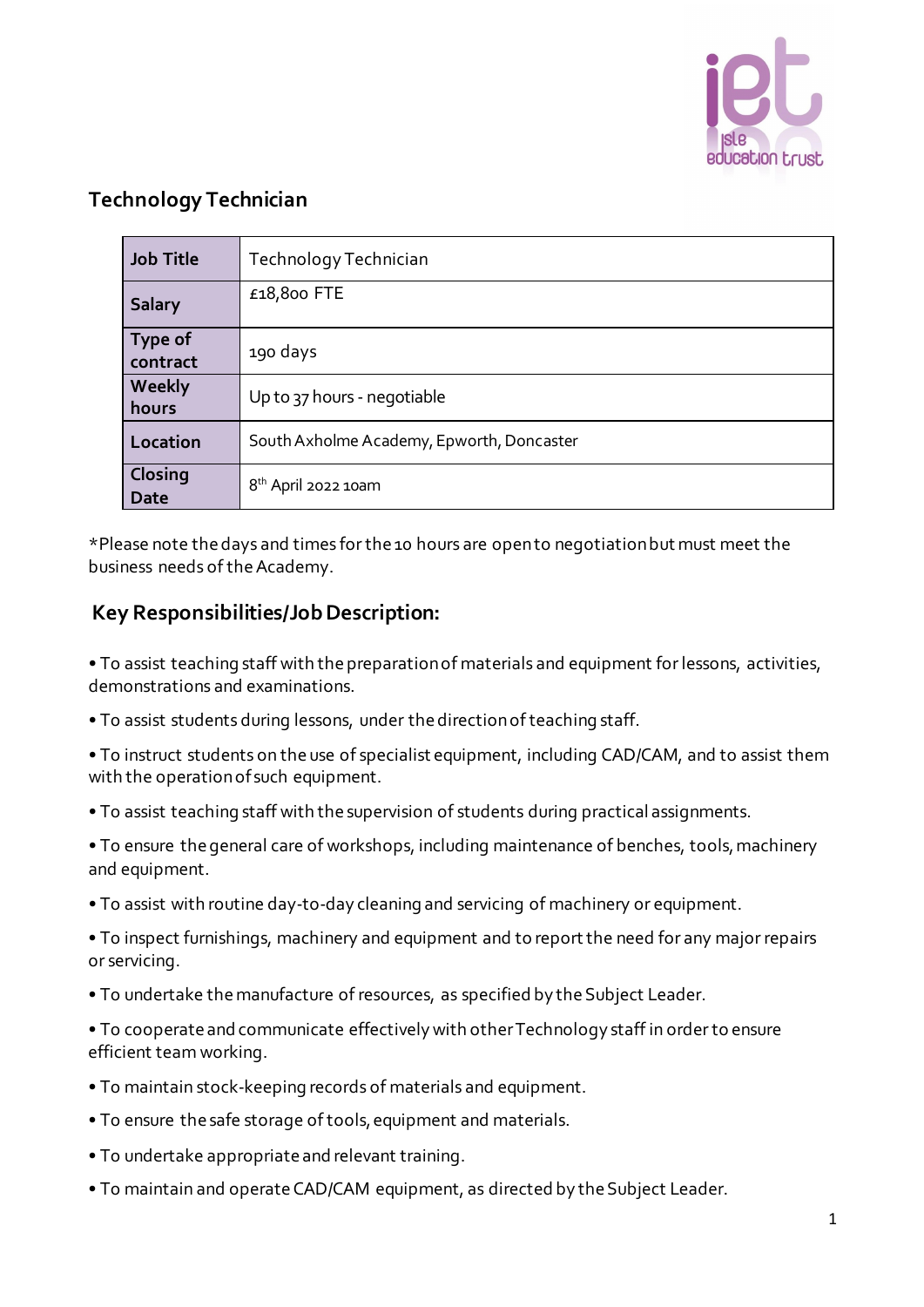## Technology Technician

| Job Title | Technology Technician |
|---|---|
| Salary | £18,800 FTE |
| Type of contract | 190 days |
| Weekly hours | Up to 37 hours - negotiable |
| Location | South Axholme Academy, Epworth, Doncaster |
| Closing Date | 8th April 2022 10am |

*Please note the days and times for the 10 hours are open to negotiation but must meet the business needs of the Academy.

## Key Responsibilities/Job Description:

• To assist teaching staff with the preparation of materials and equipment for lessons, activities, demonstrations and examinations.

• To assist students during lessons, under the direction of teaching staff.

• To instruct students on the use of specialist equipment, including CAD/CAM, and to assist them with the operation of such equipment.

• To assist teaching staff with the supervision of students during practical assignments.

• To ensure the general care of workshops, including maintenance of benches, tools, machinery and equipment.

• To assist with routine day-to-day cleaning and servicing of machinery or equipment.

• To inspect furnishings, machinery and equipment and to report the need for any major repairs or servicing.

• To undertake the manufacture of resources, as specified by the Subject Leader.

• To cooperate and communicate effectively with other Technology staff in order to ensure efficient team working.

• To maintain stock-keeping records of materials and equipment.

• To ensure the safe storage of tools, equipment and materials.

• To undertake appropriate and relevant training.

• To maintain and operate CAD/CAM equipment, as directed by the Subject Leader.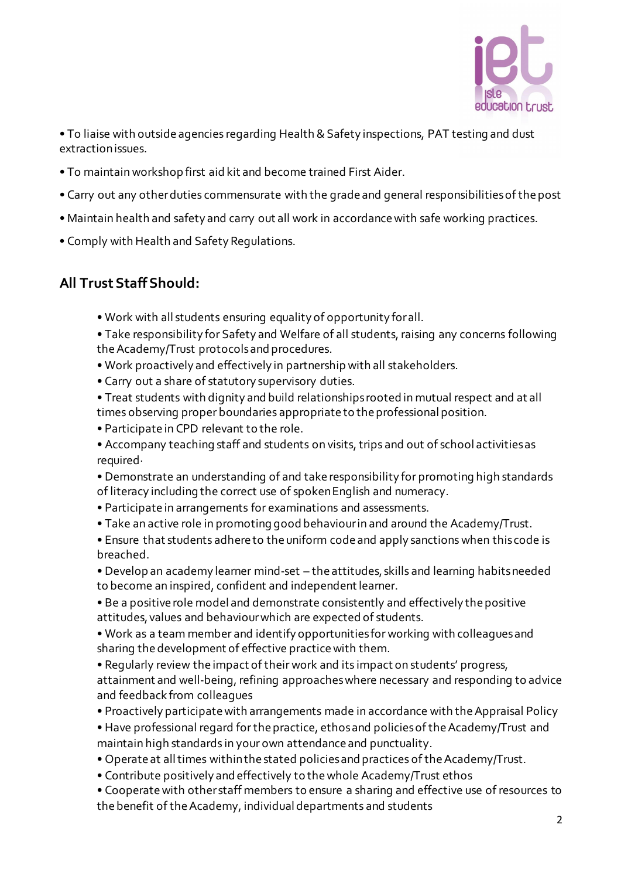- To liaise with outside agencies regarding Health & Safety inspections, PAT testing and dust extraction issues.
- To maintain workshop first aid kit and become trained First Aider.
- Carry out any other duties commensurate with the grade and general responsibilities of the post
- Maintain health and safety and carry out all work in accordance with safe working practices.
- Comply with Health and Safety Regulations.

## All Trust Staff Should:

- Work with all students ensuring equality of opportunity for all.
- Take responsibility for Safety and Welfare of all students, raising any concerns following the Academy/Trust protocols and procedures.
- Work proactively and effectively in partnership with all stakeholders.
- Carry out a share of statutory supervisory duties.
- Treat students with dignity and build relationships rooted in mutual respect and at all times observing proper boundaries appropriate to the professional position.
- Participate in CPD relevant to the role.
- Accompany teaching staff and students on visits, trips and out of school activities as required·
- Demonstrate an understanding of and take responsibility for promoting high standards of literacy including the correct use of spoken English and numeracy.
- Participate in arrangements for examinations and assessments.
- Take an active role in promoting good behaviour in and around the Academy/Trust.
- Ensure that students adhere to the uniform code and apply sanctions when this code is breached.
- Develop an academy learner mind-set – the attitudes, skills and learning habits needed to become an inspired, confident and independent learner.
- Be a positive role model and demonstrate consistently and effectively the positive attitudes, values and behaviour which are expected of students.
- Work as a team member and identify opportunities for working with colleagues and sharing the development of effective practice with them.
- Regularly review the impact of their work and its impact on students' progress, attainment and well-being, refining approaches where necessary and responding to advice and feedback from colleagues
- Proactively participate with arrangements made in accordance with the Appraisal Policy
- Have professional regard for the practice, ethos and policies of the Academy/Trust and maintain high standards in your own attendance and punctuality.
- Operate at all times within the stated policies and practices of the Academy/Trust.
- Contribute positively and effectively to the whole Academy/Trust ethos
- Cooperate with other staff members to ensure a sharing and effective use of resources to the benefit of the Academy, individual departments and students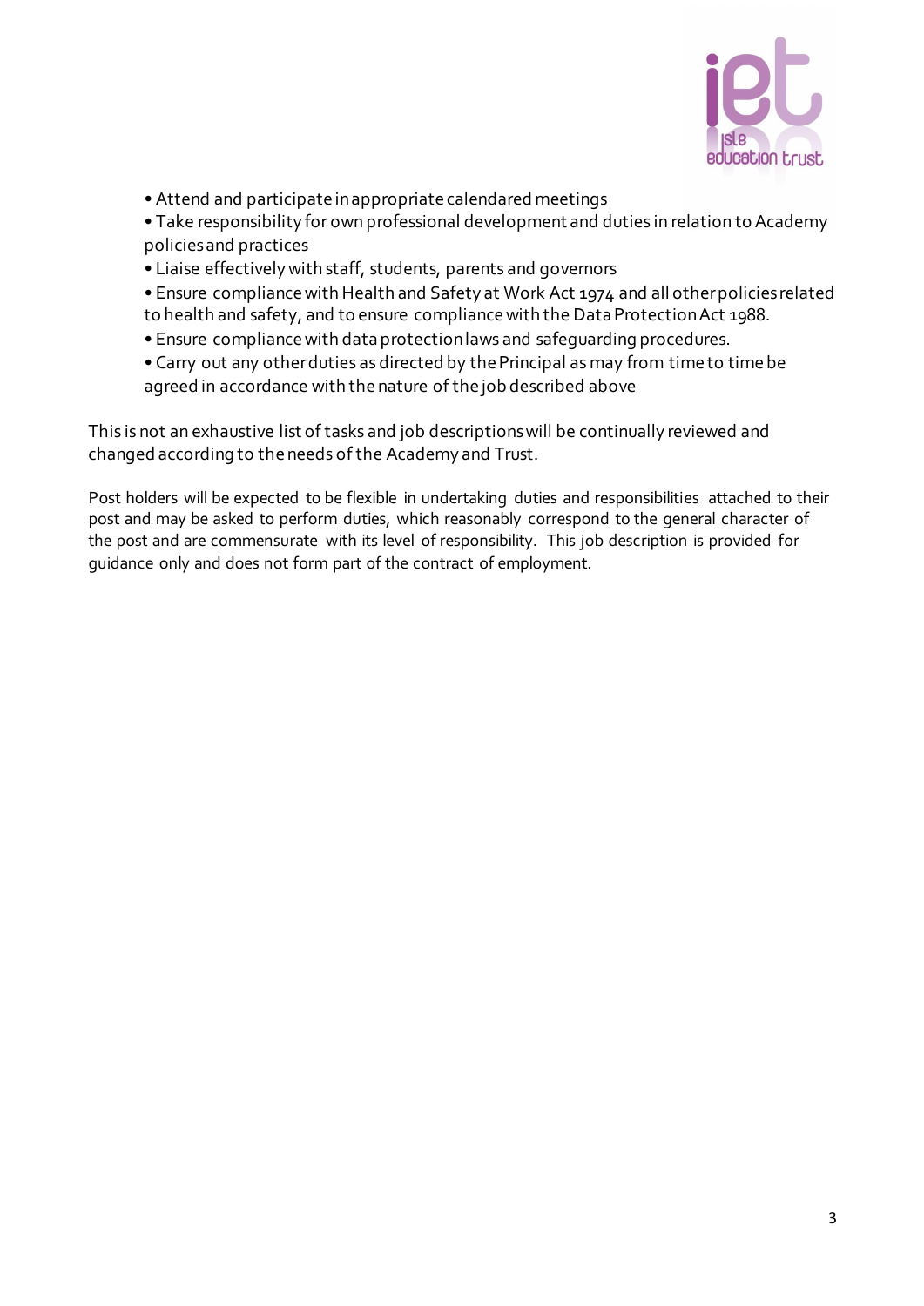- Attend and participate in appropriate calendared meetings
- Take responsibility for own professional development and duties in relation to Academy policies and practices
- Liaise effectively with staff, students, parents and governors
- Ensure compliance with Health and Safety at Work Act 1974 and all other policies related to health and safety, and to ensure compliance with the Data Protection Act 1988.
- Ensure compliance with data protection laws and safeguarding procedures.
- Carry out any other duties as directed by the Principal as may from time to time be agreed in accordance with the nature of the job described above

This is not an exhaustive list of tasks and job descriptions will be continually reviewed and changed according to the needs of the Academy and Trust.

Post holders will be expected to be flexible in undertaking duties and responsibilities attached to their post and may be asked to perform duties, which reasonably correspond to the general character of the post and are commensurate with its level of responsibility. This job description is provided for guidance only and does not form part of the contract of employment.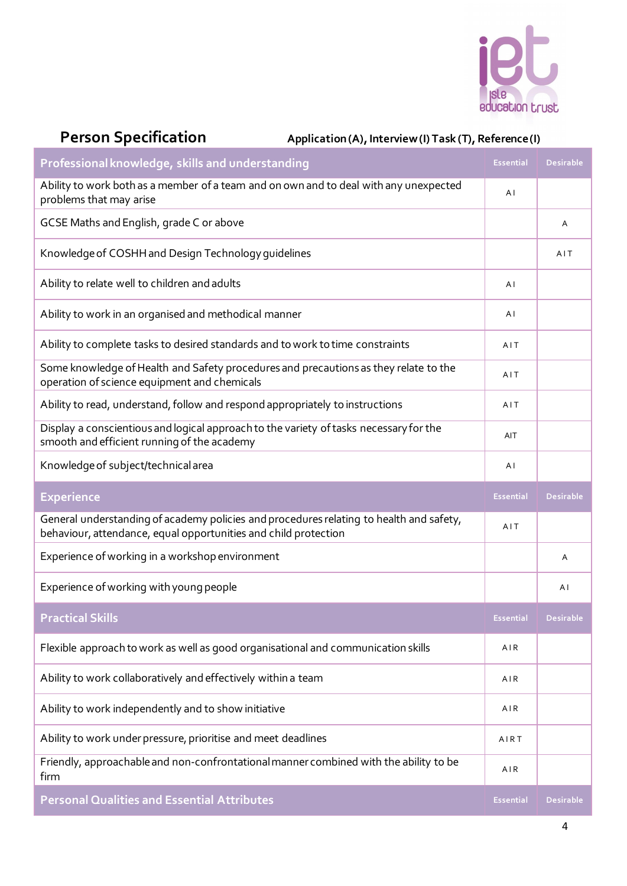## Person Specification

**Application (A), Interview (I) Task (T), Reference (I)**

| Professional knowledge, skills and understanding | Essential | Desirable |
|---|---|---|
| Ability to work both as a member of a team and on own and to deal with any unexpected problems that may arise | A I | |
| GCSE Maths and English, grade C or above | | A |
| Knowledge of COSHH and Design Technology guidelines | | A I T |
| Ability to relate well to children and adults | A I | |
| Ability to work in an organised and methodical manner | A I | |
| Ability to complete tasks to desired standards and to work to time constraints | A I T | |
| Some knowledge of Health and Safety procedures and precautions as they relate to the operation of science equipment and chemicals | A I T | |
| Ability to read, understand, follow and respond appropriately to instructions | A I T | |
| Display a conscientious and logical approach to the variety of tasks necessary for the smooth and efficient running of the academy | AIT | |
| Knowledge of subject/technical area | A I | |
| **Experience** | **Essential** | **Desirable** |
| General understanding of academy policies and procedures relating to health and safety, behaviour, attendance, equal opportunities and child protection | A I T | |
| Experience of working in a workshop environment | | A |
| Experience of working with young people | | A I |
| **Practical Skills** | **Essential** | **Desirable** |
| Flexible approach to work as well as good organisational and communication skills | A I R | |
| Ability to work collaboratively and effectively within a team | A I R | |
| Ability to work independently and to show initiative | A I R | |
| Ability to work under pressure, prioritise and meet deadlines | A I R T | |
| Friendly, approachable and non-confrontational manner combined with the ability to be firm | A I R | |
| **Personal Qualities and Essential Attributes** | **Essential** | **Desirable** |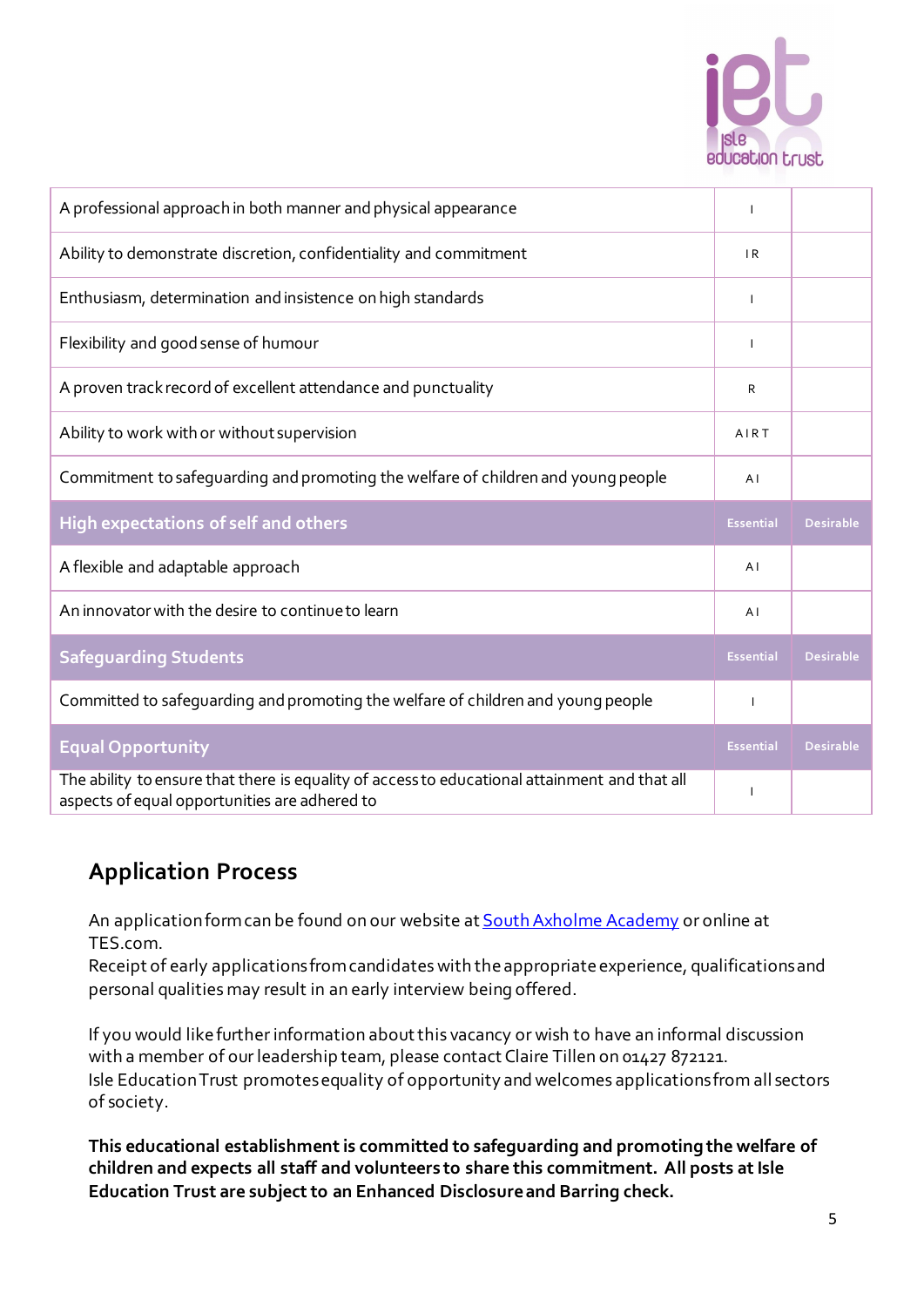| | | |
|---|---|---|
| A professional approach in both manner and physical appearance | I | |
| Ability to demonstrate discretion, confidentiality and commitment | I R | |
| Enthusiasm, determination and insistence on high standards | I | |
| Flexibility and good sense of humour | I | |
| A proven track record of excellent attendance and punctuality | R | |
| Ability to work with or without supervision | A I R T | |
| Commitment to safeguarding and promoting the welfare of children and young people | A I | |
| **High expectations of self and others** | **Essential** | **Desirable** |
| A flexible and adaptable approach | A I | |
| An innovator with the desire to continue to learn | A I | |
| **Safeguarding Students** | **Essential** | **Desirable** |
| Committed to safeguarding and promoting the welfare of children and young people | I | |
| **Equal Opportunity** | **Essential** | **Desirable** |
| The ability to ensure that there is equality of access to educational attainment and that all aspects of equal opportunities are adhered to | I | |

## Application Process

An application form can be found on our website at South Axholme Academy or online at TES.com.
Receipt of early applications from candidates with the appropriate experience, qualifications and personal qualities may result in an early interview being offered.

If you would like further information about this vacancy or wish to have an informal discussion with a member of our leadership team, please contact Claire Tillen on 01427 872121.
Isle Education Trust promotes equality of opportunity and welcomes applications from all sectors of society.

**This educational establishment is committed to safeguarding and promoting the welfare of children and expects all staff and volunteers to share this commitment. All posts at Isle Education Trust are subject to an Enhanced Disclosure and Barring check.**